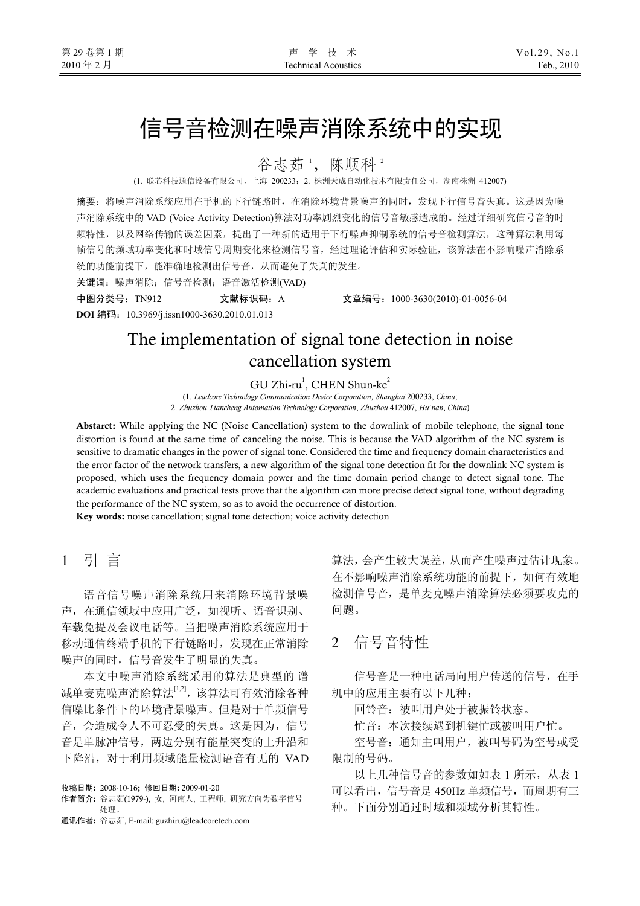# 信号音检测在噪声消除系统中的实现

谷志茹[1]，陈顺科[2]

(1. 联芯科技通信设备有限公司，上海 200233；2. 株洲天成自动化技术有限责任公司，湖南株洲 412007)

**摘要**：将噪声消除系统应用在手机的下行链路时，在消除环境背景噪声的同时，发现下行信号音失真。这是因为噪声消除系统中的 VAD (Voice Activity Detection)算法对功率剧烈变化的信号音敏感造成的。经过详细研究信号音的时频特性，以及网络传输的误差因素，提出了一种新的适用于下行噪声抑制系统的信号音检测算法，这种算法利用每帧信号的频域功率变化和时域信号周期变化来检测信号音，经过理论评估和实际验证，该算法在不影响噪声消除系统的功能前提下，能准确地检测出信号音，从而避免了失真的发生。

**关键词**：噪声消除；信号音检测；语音激活检测(VAD)

**中图分类号**：TN912　　**文献标识码**：A　　**文章编号**：1000-3630(2010)-01-0056-04

**DOI 编码**：10.3969/j.issn1000-3630.2010.01.013

# The implementation of signal tone detection in noise cancellation system

GU Zhi-ru[1], CHEN Shun-ke[2]

(1. *Leadcore Technology Communication Device Corporation*, *Shanghai* 200233, *China*;
2. *Zhuzhou Tiancheng Automation Technology Corporation*, *Zhuzhou* 412007, *Hu'nan*, *China*)

**Abastarct:** While applying the NC (Noise Cancellation) system to the downlink of mobile telephone, the signal tone distortion is found at the same time of canceling the noise. This is because the VAD algorithm of the NC system is sensitive to dramatic changes in the power of signal tone. Considered the time and frequency domain characteristics and the error factor of the network transfers, a new algorithm of the signal tone detection fit for the downlink NC system is proposed, which uses the frequency domain power and the time domain period change to detect signal tone. The academic evaluations and practical tests prove that the algorithm can more precise detect signal tone, without degrading the performance of the NC system, so as to avoid the occurrence of distortion.

**Key words:** noise cancellation; signal tone detection; voice activity detection

## 1 引 言

语音信号噪声消除系统用来消除环境背景噪声，在通信领域中应用广泛，如视听、语音识别、车载免提及会议电话等。当把噪声消除系统应用于移动通信终端手机的下行链路时，发现在正常消除噪声的同时，信号音发生了明显的失真。

本文中噪声消除系统采用的算法是典型的谱减单麦克噪声消除算法[1,2]，该算法可有效消除各种信噪比条件下的环境背景噪声。但是对于单频信号音，会造成令人不可忍受的失真。这是因为，信号音是单脉冲信号，两边分别有能量突变的上升沿和下降沿，对于利用频域能量检测语音有无的 VAD 算法，会产生较大误差，从而产生噪声过估计现象。在不影响噪声消除系统功能的前提下，如何有效地检测信号音，是单麦克噪声消除算法必须要攻克的问题。

## 2 信号音特性

信号音是一种电话局向用户传送的信号，在手机中的应用主要有以下几种：

回铃音：被叫用户处于被振铃状态。

忙音：本次接续遇到机键忙或被叫用户忙。

空号音：通知主叫用户，被叫号码为空号或受限制的号码。

以上几种信号音的参数如如表 1 所示，从表 1 可以看出，信号音是 450Hz 单频信号，而周期有三种。下面分别通过时域和频域分析其特性。

---

**收稿日期**：2008-10-16；**修回日期**：2009-01-20

**作者简介**：谷志茹(1979-)，女，河南人，工程师，研究方向为数字信号处理。

**通讯作者**：谷志茹，E-mail: guzhiru@leadcoretech.com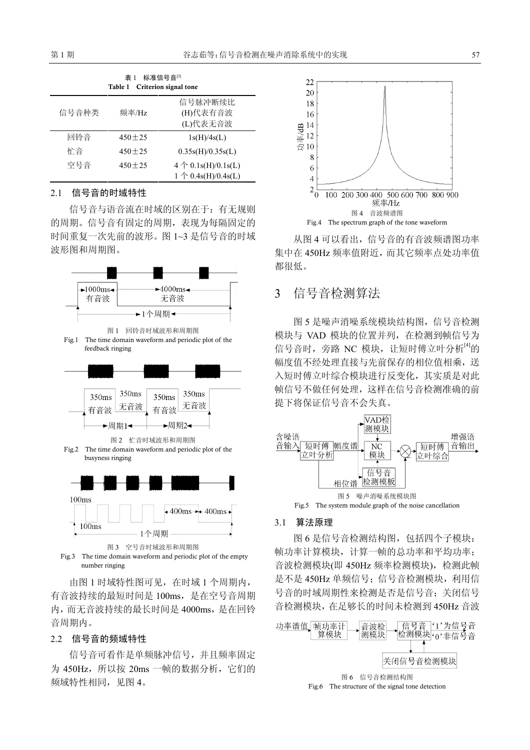表1　标准信号音[3]

Table 1　Criterion signal tone

| 信号音种类 | 频率/Hz | 信号脉冲断续比 (H)代表有音波 (L)代表无音波 |
| --- | --- | --- |
| 回铃音 | 450±25 | 1s(H)/4s(L) |
| 忙音 | 450±25 | 0.35s(H)/0.35s(L) |
| 空号音 | 450±25 | 4 个 0.1s(H)/0.1s(L) 1 个 0.4s(H)/0.4s(L) |

### 2.1　信号音的时域特性

信号音与语音流在时域的区别在于：有无规则的周期。信号音有固定的周期，表现为每隔固定的时间重复一次先前的波形。图1~3是信号音的时域波形图和周期图。

图1　回铃音时域波形和周期图

Fig.1　The time domain waveform and periodic plot of the feedback ringing

图2　忙音时域波形和周期图

Fig.2　The time domain waveform and periodic plot of the busyness ringing

图3　空号音时域波形和周期图

Fig.3　The time domain waveform and periodic plot of the empty number ringing

由图1时域特性图可见，在时域1个周期内，有音波持续的最短时间是100ms，是在空号音周期内，而无音波持续的最长时间是4000ms，是在回铃音周期内。

### 2.2　信号音的频域特性

信号音可看作是单频脉冲信号，并且频率固定为450Hz，所以按20ms一帧的数据分析，它们的频域特性相同，见图4。

图4　音波频谱图

Fig.4　The spectrum graph of the tone waveform

从图4可以看出，信号音的有音波频谱图功率集中在450Hz频率值附近，而其它频率点处功率值都很低。

## 3　信号音检测算法

图5是噪声消噪系统模块结构图，信号音检测模块与VAD模块的位置并列，在检测到帧信号为信号音时，旁路NC模块，让短时傅立叶分析[4]的幅度值不经处理直接与先前保存的相位值相乘，送入短时傅立叶综合模块进行反变化，其实质是对此帧信号不做任何处理，这样在信号音检测准确的前提下将保证信号音不会失真。

图5　噪声消噪系统模块图

Fig.5　The system module graph of the noise cancellation

### 3.1　算法原理

图6是信号音检测结构图，包括四个子模块：帧功率计算模块，计算一帧的总功率和平均功率；音波检测模块(即450Hz频率检测模块)，检测此帧是不是450Hz单频信号；信号音检测模块，利用信号音的时域周期性来检测是否是信号音；关闭信号音检测模块，在足够长的时间未检测到450Hz音波

图6　信号音检测结构图

Fig.6　The structure of the signal tone detection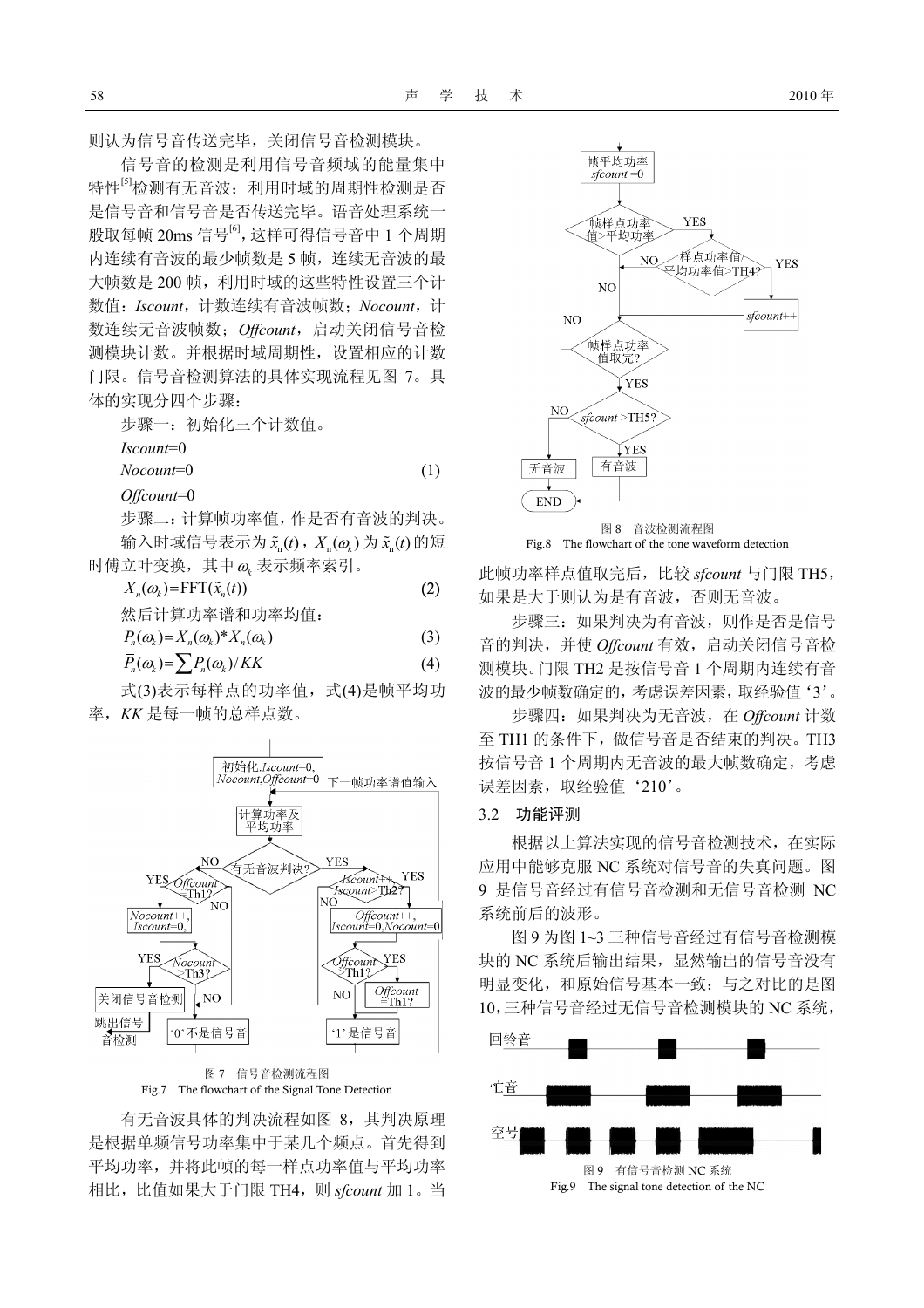则认为信号音传送完毕，关闭信号音检测模块。

信号音的检测是利用信号音频域的能量集中特性[5]检测有无音波；利用时域的周期性检测是否是信号音和信号音是否传送完毕。语音处理系统一般取每帧 20ms 信号[6]，这样可得信号音中 1 个周期内连续有音波的最少帧数是 5 帧，连续无音波的最大帧数是 200 帧，利用时域的这些特性设置三个计数值：*Iscount*，计数连续有音波帧数；*Nocount*，计数连续无音波帧数；*Offcount*，启动关闭信号音检测模块计数。并根据时域周期性，设置相应的计数门限。信号音检测算法的具体实现流程见图 7。具体的实现分四个步骤：

步骤一：初始化三个计数值。

$$Iscount=0$$
$$Nocount=0 \tag{1}$$
$$Offcount=0$$

步骤二：计算帧功率值，作是否有音波的判决。

输入时域信号表示为 $\tilde{x}_n(t)$，$X_n(\omega_k)$ 为 $\tilde{x}_n(t)$ 的短时傅立叶变换，其中 $\omega_k$ 表示频率索引。

$$X_n(\omega_k)=\mathrm{FFT}(\tilde{x}_n(t)) \tag{2}$$

然后计算功率谱和功率均值：

$$P_n(\omega_k)=X_n(\omega_k)*X_n(\omega_k) \tag{3}$$

$$\overline{P}_n(\omega_k)=\sum P_n(\omega_k)/KK \tag{4}$$

式(3)表示每样点的功率值，式(4)是帧平均功率，*KK* 是每一帧的总样点数。

图 7　信号音检测流程图
Fig.7　The flowchart of the Signal Tone Detection

有无音波具体的判决流程如图 8，其判决原理是根据单频信号功率集中于某几个频点。首先得到平均功率，并将此帧的每一样点功率值与平均功率相比，比值如果大于门限 TH4，则 *sfcount* 加 1。当此帧功率样点值取完后，比较 *sfcount* 与门限 TH5，如果是大于则认为是有音波，否则无音波。

图 8　音波检测流程图
Fig.8　The flowchart of the tone waveform detection

步骤三：如果判决为有音波，则作是否是信号音的判决，并使 *Offcount* 有效，启动关闭信号音检测模块。门限 TH2 是按信号音 1 个周期内连续有音波的最少帧数确定的，考虑误差因素，取经验值‘3’。

步骤四：如果判决为无音波，在 *Offcount* 计数至 TH1 的条件下，做信号音是否结束的判决。TH3 按信号音 1 个周期内无音波的最大帧数确定，考虑误差因素，取经验值‘210’。

### 3.2　功能评测

根据以上算法实现的信号音检测技术，在实际应用中能够克服 NC 系统对信号音的失真问题。图 9 是信号音经过有信号音检测和无信号音检测 NC 系统前后的波形。

图 9 为图 1~3 三种信号音经过有信号音检测模块的 NC 系统后输出结果，显然输出的信号音没有明显变化，和原始信号基本一致；与之对比的是图 10，三种信号音经过无信号音检测模块的 NC 系统，

图 9　有信号音检测 NC 系统
Fig.9　The signal tone detection of the NC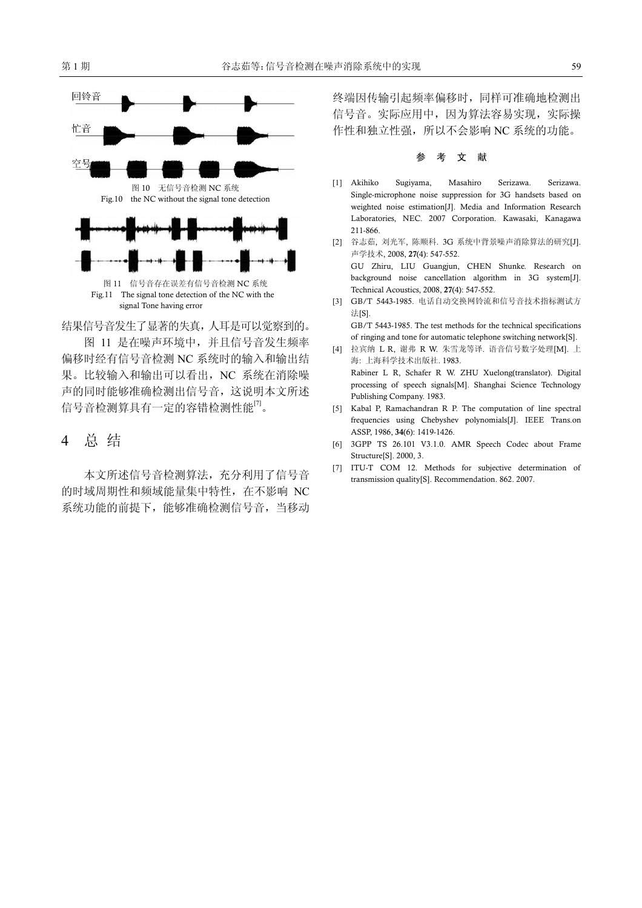回铃音

忙音

空号

图 10 无信号音检测 NC 系统
Fig.10 the NC without the signal tone detection

图 11 信号音存在误差有信号音检测 NC 系统
Fig.11 The signal tone detection of the NC with the signal Tone having error

结果信号音发生了显著的失真，人耳是可以觉察到的。

图 11 是在噪声环境中，并且信号音发生频率偏移时经有信号音检测 NC 系统时的输入和输出结果。比较输入和输出可以看出，NC 系统在消除噪声的同时能够准确检测出信号音，这说明本文所述信号音检测算具有一定的容错检测性能[7]。

## 4 总 结

本文所述信号音检测算法，充分利用了信号音的时域周期性和频域能量集中特性，在不影响 NC 系统功能的前提下，能够准确检测信号音，当移动终端因传输引起频率偏移时，同样可准确地检测出信号音。实际应用中，因为算法容易实现，实际操作性和独立性强，所以不会影响 NC 系统的功能。

## 参 考 文 献

[1] Akihiko Sugiyama, Masahiro Serizawa. Serizawa. Single-microphone noise suppression for 3G handsets based on weighted noise estimation[J]. Media and Information Research Laboratories, NEC. 2007 Corporation. Kawasaki, Kanagawa 211-866.

[2] 谷志茹，刘光军，陈顺科. 3G 系统中背景噪声消除算法的研究[J]. 声学技术, 2008, **27**(4): 547-552.
GU Zhiru, LIU Guangjun, CHEN Shunke. Research on background noise cancellation algorithm in 3G system[J]. Technical Acoustics, 2008, **27**(4): 547-552.

[3] GB/T 5443-1985. 电话自动交换网铃流和信号音技术指标测试方法[S].
GB/T 5443-1985. The test methods for the technical specifications of ringing and tone for automatic telephone switching network[S].

[4] 拉宾纳 L R，谢弗 R W. 朱雪龙等译. 语音信号数字处理[M]. 上海: 上海科学技术出版社. 1983.
Rabiner L R, Schafer R W. ZHU Xuelong(translator). Digital processing of speech signals[M]. Shanghai Science Technology Publishing Company. 1983.

[5] Kabal P, Ramachandran R P. The computation of line spectral frequencies using Chebyshev polynomials[J]. IEEE Trans.on ASSP, 1986, **34**(6): 1419-1426.

[6] 3GPP TS 26.101 V3.1.0. AMR Speech Codec about Frame Structure[S]. 2000, 3.

[7] ITU-T COM 12. Methods for subjective determination of transmission quality[S]. Recommendation. 862. 2007.